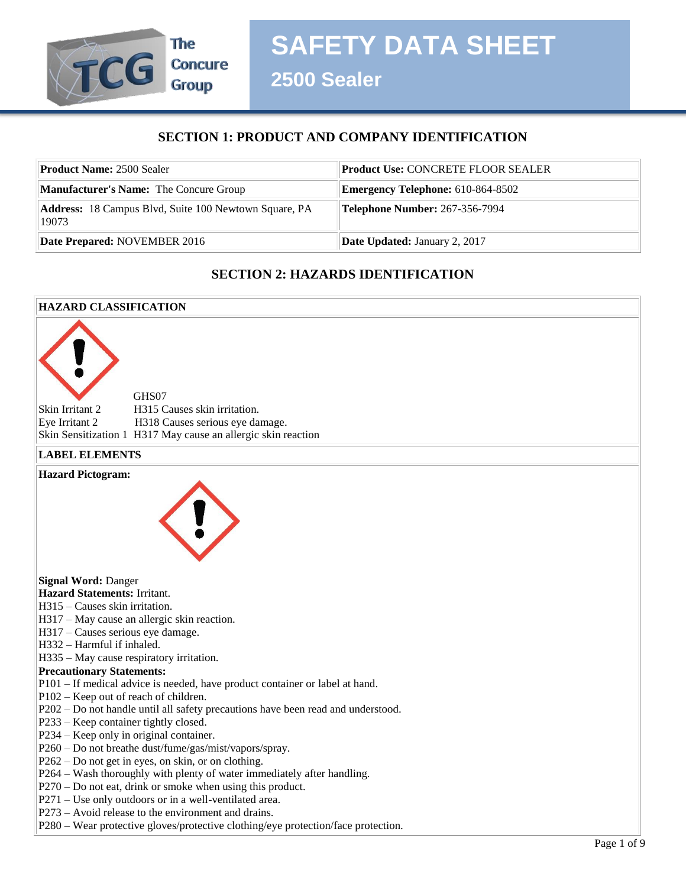# SAFETY DATA SHEET

## 2500 Sealer

The Concure Group

## SECTION 1: PRODUCT AND COMPANY IDENTIFICATION

| **Product Name:** 2500 Sealer | **Product Use:** CONCRETE FLOOR SEALER |
|---|---|
| **Manufacturer's Name:** The Concure Group | **Emergency Telephone:** 610-864-8502 |
| **Address:** 18 Campus Blvd, Suite 100 Newtown Square, PA 19073 | **Telephone Number:** 267-356-7994 |
| **Date Prepared:** NOVEMBER 2016 | **Date Updated:** January 2, 2017 |

## SECTION 2: HAZARDS IDENTIFICATION

**HAZARD CLASSIFICATION**

GHS07

Skin Irritant 2 H315 Causes skin irritation.
Eye Irritant 2 H318 Causes serious eye damage.
Skin Sensitization 1 H317 May cause an allergic skin reaction

**LABEL ELEMENTS**

**Hazard Pictogram:**

**Signal Word:** Danger
**Hazard Statements:** Irritant.
H315 – Causes skin irritation.
H317 – May cause an allergic skin reaction.
H317 – Causes serious eye damage.
H332 – Harmful if inhaled.
H335 – May cause respiratory irritation.
**Precautionary Statements:**
P101 – If medical advice is needed, have product container or label at hand.
P102 – Keep out of reach of children.
P202 – Do not handle until all safety precautions have been read and understood.
P233 – Keep container tightly closed.
P234 – Keep only in original container.
P260 – Do not breathe dust/fume/gas/mist/vapors/spray.
P262 – Do not get in eyes, on skin, or on clothing.
P264 – Wash thoroughly with plenty of water immediately after handling.
P270 – Do not eat, drink or smoke when using this product.
P271 – Use only outdoors or in a well-ventilated area.
P273 – Avoid release to the environment and drains.
P280 – Wear protective gloves/protective clothing/eye protection/face protection.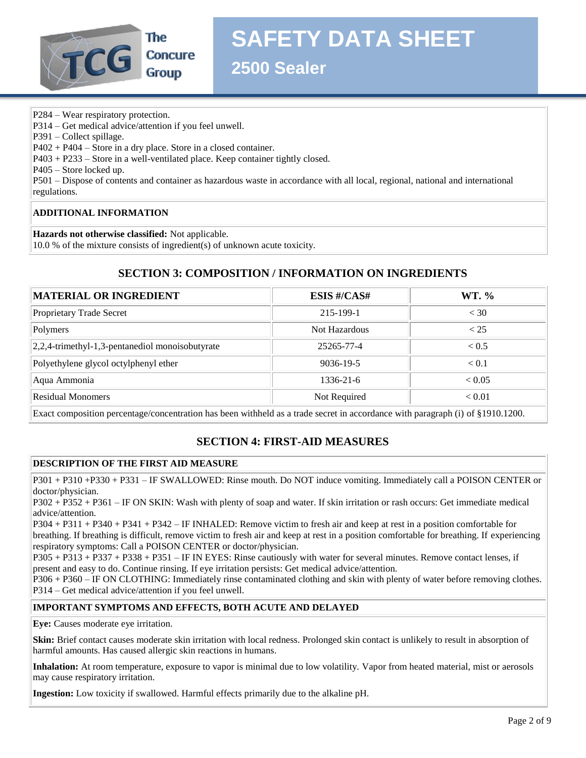P284 – Wear respiratory protection.
P314 – Get medical advice/attention if you feel unwell.
P391 – Collect spillage.
P402 + P404 – Store in a dry place. Store in a closed container.
P403 + P233 – Store in a well-ventilated place. Keep container tightly closed.
P405 – Store locked up.
P501 – Dispose of contents and container as hazardous waste in accordance with all local, regional, national and international regulations.

**ADDITIONAL INFORMATION**

**Hazards not otherwise classified:** Not applicable.
10.0 % of the mixture consists of ingredient(s) of unknown acute toxicity.

## SECTION 3: COMPOSITION / INFORMATION ON INGREDIENTS

| MATERIAL OR INGREDIENT | ESIS #/CAS# | WT. % |
|---|---|---|
| Proprietary Trade Secret | 215-199-1 | < 30 |
| Polymers | Not Hazardous | < 25 |
| 2,2,4-trimethyl-1,3-pentanediol monoisobutyrate | 25265-77-4 | < 0.5 |
| Polyethylene glycol octylphenyl ether | 9036-19-5 | < 0.1 |
| Aqua Ammonia | 1336-21-6 | < 0.05 |
| Residual Monomers | Not Required | < 0.01 |

Exact composition percentage/concentration has been withheld as a trade secret in accordance with paragraph (i) of §1910.1200.

## SECTION 4: FIRST-AID MEASURES

**DESCRIPTION OF THE FIRST AID MEASURE**

P301 + P310 +P330 + P331 – IF SWALLOWED: Rinse mouth. Do NOT induce vomiting. Immediately call a POISON CENTER or doctor/physician.
P302 + P352 + P361 – IF ON SKIN: Wash with plenty of soap and water. If skin irritation or rash occurs: Get immediate medical advice/attention.
P304 + P311 + P340 + P341 + P342 – IF INHALED: Remove victim to fresh air and keep at rest in a position comfortable for breathing. If breathing is difficult, remove victim to fresh air and keep at rest in a position comfortable for breathing. If experiencing respiratory symptoms: Call a POISON CENTER or doctor/physician.
P305 + P313 + P337 + P338 + P351 – IF IN EYES: Rinse cautiously with water for several minutes. Remove contact lenses, if present and easy to do. Continue rinsing. If eye irritation persists: Get medical advice/attention.
P306 + P360 – IF ON CLOTHING: Immediately rinse contaminated clothing and skin with plenty of water before removing clothes.
P314 – Get medical advice/attention if you feel unwell.

**IMPORTANT SYMPTOMS AND EFFECTS, BOTH ACUTE AND DELAYED**

**Eye:** Causes moderate eye irritation.

**Skin:** Brief contact causes moderate skin irritation with local redness. Prolonged skin contact is unlikely to result in absorption of harmful amounts. Has caused allergic skin reactions in humans.

**Inhalation:** At room temperature, exposure to vapor is minimal due to low volatility. Vapor from heated material, mist or aerosols may cause respiratory irritation.

**Ingestion:** Low toxicity if swallowed. Harmful effects primarily due to the alkaline pH.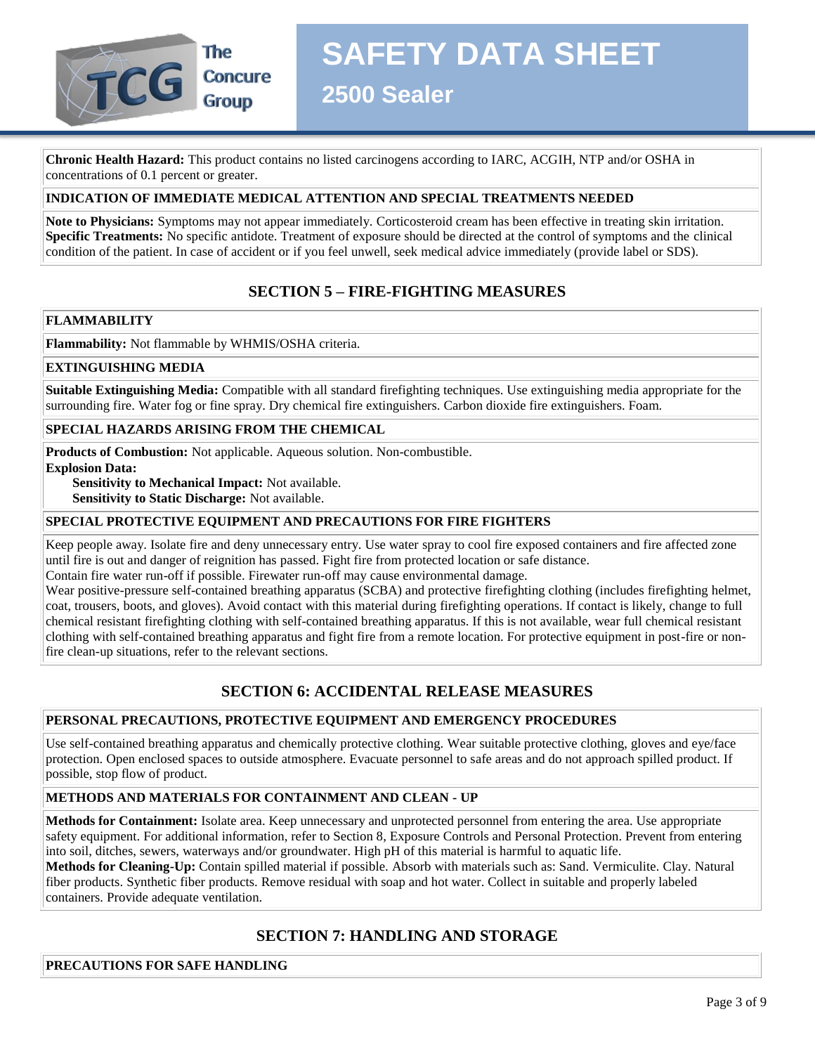**Chronic Health Hazard:** This product contains no listed carcinogens according to IARC, ACGIH, NTP and/or OSHA in concentrations of 0.1 percent or greater.

**INDICATION OF IMMEDIATE MEDICAL ATTENTION AND SPECIAL TREATMENTS NEEDED**

**Note to Physicians:** Symptoms may not appear immediately. Corticosteroid cream has been effective in treating skin irritation.
**Specific Treatments:** No specific antidote. Treatment of exposure should be directed at the control of symptoms and the clinical condition of the patient. In case of accident or if you feel unwell, seek medical advice immediately (provide label or SDS).

## SECTION 5 – FIRE-FIGHTING MEASURES

**FLAMMABILITY**

**Flammability:** Not flammable by WHMIS/OSHA criteria.

**EXTINGUISHING MEDIA**

**Suitable Extinguishing Media:** Compatible with all standard firefighting techniques. Use extinguishing media appropriate for the surrounding fire. Water fog or fine spray. Dry chemical fire extinguishers. Carbon dioxide fire extinguishers. Foam.

**SPECIAL HAZARDS ARISING FROM THE CHEMICAL**

**Products of Combustion:** Not applicable. Aqueous solution. Non-combustible.
**Explosion Data:**
- **Sensitivity to Mechanical Impact:** Not available.
- **Sensitivity to Static Discharge:** Not available.

**SPECIAL PROTECTIVE EQUIPMENT AND PRECAUTIONS FOR FIRE FIGHTERS**

Keep people away. Isolate fire and deny unnecessary entry. Use water spray to cool fire exposed containers and fire affected zone until fire is out and danger of reignition has passed. Fight fire from protected location or safe distance.
Contain fire water run-off if possible. Firewater run-off may cause environmental damage.
Wear positive-pressure self-contained breathing apparatus (SCBA) and protective firefighting clothing (includes firefighting helmet, coat, trousers, boots, and gloves). Avoid contact with this material during firefighting operations. If contact is likely, change to full chemical resistant firefighting clothing with self-contained breathing apparatus. If this is not available, wear full chemical resistant clothing with self-contained breathing apparatus and fight fire from a remote location. For protective equipment in post-fire or non-fire clean-up situations, refer to the relevant sections.

## SECTION 6: ACCIDENTAL RELEASE MEASURES

**PERSONAL PRECAUTIONS, PROTECTIVE EQUIPMENT AND EMERGENCY PROCEDURES**

Use self-contained breathing apparatus and chemically protective clothing. Wear suitable protective clothing, gloves and eye/face protection. Open enclosed spaces to outside atmosphere. Evacuate personnel to safe areas and do not approach spilled product. If possible, stop flow of product.

**METHODS AND MATERIALS FOR CONTAINMENT AND CLEAN - UP**

**Methods for Containment:** Isolate area. Keep unnecessary and unprotected personnel from entering the area. Use appropriate safety equipment. For additional information, refer to Section 8, Exposure Controls and Personal Protection. Prevent from entering into soil, ditches, sewers, waterways and/or groundwater. High pH of this material is harmful to aquatic life.
**Methods for Cleaning-Up:** Contain spilled material if possible. Absorb with materials such as: Sand. Vermiculite. Clay. Natural fiber products. Synthetic fiber products. Remove residual with soap and hot water. Collect in suitable and properly labeled containers. Provide adequate ventilation.

## SECTION 7: HANDLING AND STORAGE

**PRECAUTIONS FOR SAFE HANDLING**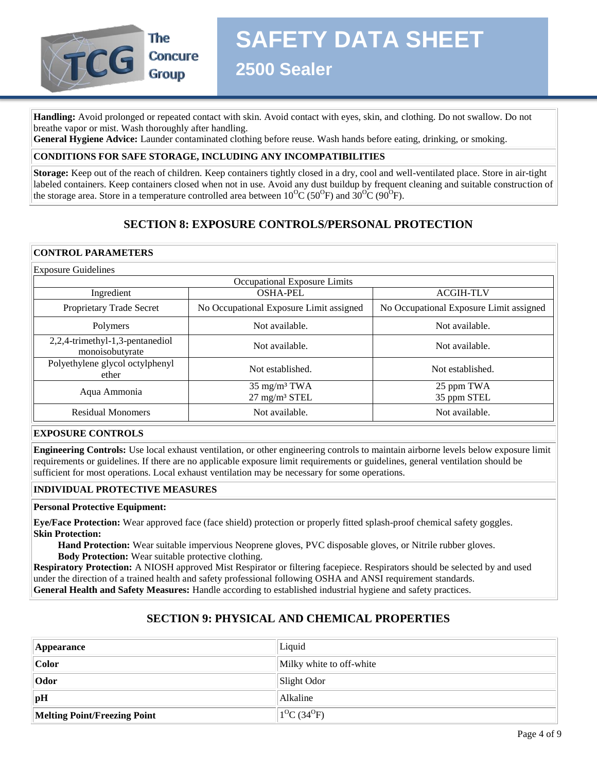**Handling:** Avoid prolonged or repeated contact with skin. Avoid contact with eyes, skin, and clothing. Do not swallow. Do not breathe vapor or mist. Wash thoroughly after handling.
**General Hygiene Advice:** Launder contaminated clothing before reuse. Wash hands before eating, drinking, or smoking.

**CONDITIONS FOR SAFE STORAGE, INCLUDING ANY INCOMPATIBILITIES**

**Storage:** Keep out of the reach of children. Keep containers tightly closed in a dry, cool and well-ventilated place. Store in air-tight labeled containers. Keep containers closed when not in use. Avoid any dust buildup by frequent cleaning and suitable construction of the storage area. Store in a temperature controlled area between $10^{O}C$ ($50^{O}F$) and $30^{O}C$ ($90^{O}F$).

## SECTION 8: EXPOSURE CONTROLS/PERSONAL PROTECTION

**CONTROL PARAMETERS**

Exposure Guidelines

| Occupational Exposure Limits | | |
|---|---|---|
| Ingredient | OSHA-PEL | ACGIH-TLV |
| Proprietary Trade Secret | No Occupational Exposure Limit assigned | No Occupational Exposure Limit assigned |
| Polymers | Not available. | Not available. |
| 2,2,4-trimethyl-1,3-pentanediol monoisobutyrate | Not available. | Not available. |
| Polyethylene glycol octylphenyl ether | Not established. | Not established. |
| Aqua Ammonia | 35 mg/m³ TWA<br>27 mg/m³ STEL | 25 ppm TWA<br>35 ppm STEL |
| Residual Monomers | Not available. | Not available. |

**EXPOSURE CONTROLS**

**Engineering Controls:** Use local exhaust ventilation, or other engineering controls to maintain airborne levels below exposure limit requirements or guidelines. If there are no applicable exposure limit requirements or guidelines, general ventilation should be sufficient for most operations. Local exhaust ventilation may be necessary for some operations.

**INDIVIDUAL PROTECTIVE MEASURES**

**Personal Protective Equipment:**

**Eye/Face Protection:** Wear approved face (face shield) protection or properly fitted splash-proof chemical safety goggles.
**Skin Protection:**
  **Hand Protection:** Wear suitable impervious Neoprene gloves, PVC disposable gloves, or Nitrile rubber gloves.
  **Body Protection:** Wear suitable protective clothing.
**Respiratory Protection:** A NIOSH approved Mist Respirator or filtering facepiece. Respirators should be selected by and used under the direction of a trained health and safety professional following OSHA and ANSI requirement standards.
**General Health and Safety Measures:** Handle according to established industrial hygiene and safety practices.

## SECTION 9: PHYSICAL AND CHEMICAL PROPERTIES

| | |
|---|---|
| **Appearance** | Liquid |
| **Color** | Milky white to off-white |
| **Odor** | Slight Odor |
| **pH** | Alkaline |
| **Melting Point/Freezing Point** | $1^{O}C$ ($34^{O}F$) |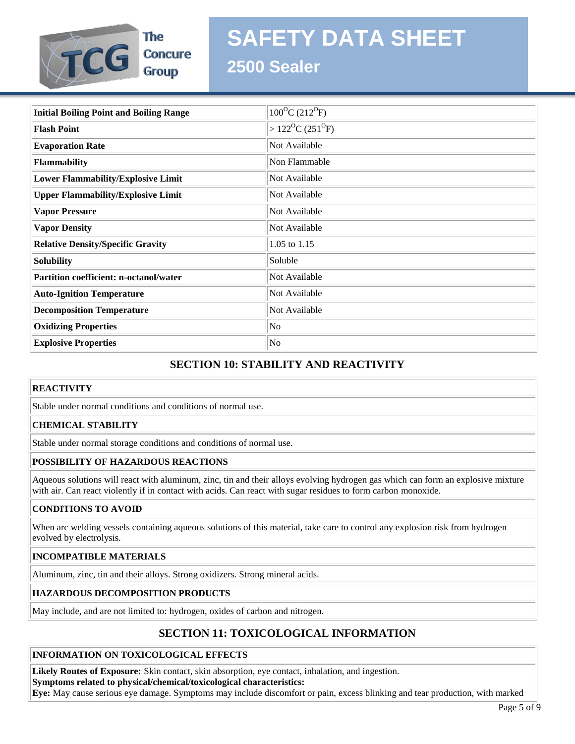| Initial Boiling Point and Boiling Range | $100^{O}C$ ($212^{O}F$) |
|---|---|
| **Flash Point** | > $122^{O}C$ ($251^{O}F$) |
| **Evaporation Rate** | Not Available |
| **Flammability** | Non Flammable |
| **Lower Flammability/Explosive Limit** | Not Available |
| **Upper Flammability/Explosive Limit** | Not Available |
| **Vapor Pressure** | Not Available |
| **Vapor Density** | Not Available |
| **Relative Density/Specific Gravity** | 1.05 to 1.15 |
| **Solubility** | Soluble |
| **Partition coefficient: n-octanol/water** | Not Available |
| **Auto-Ignition Temperature** | Not Available |
| **Decomposition Temperature** | Not Available |
| **Oxidizing Properties** | No |
| **Explosive Properties** | No |

## SECTION 10: STABILITY AND REACTIVITY

**REACTIVITY**

Stable under normal conditions and conditions of normal use.

**CHEMICAL STABILITY**

Stable under normal storage conditions and conditions of normal use.

**POSSIBILITY OF HAZARDOUS REACTIONS**

Aqueous solutions will react with aluminum, zinc, tin and their alloys evolving hydrogen gas which can form an explosive mixture with air. Can react violently if in contact with acids. Can react with sugar residues to form carbon monoxide.

**CONDITIONS TO AVOID**

When arc welding vessels containing aqueous solutions of this material, take care to control any explosion risk from hydrogen evolved by electrolysis.

**INCOMPATIBLE MATERIALS**

Aluminum, zinc, tin and their alloys. Strong oxidizers. Strong mineral acids.

**HAZARDOUS DECOMPOSITION PRODUCTS**

May include, and are not limited to: hydrogen, oxides of carbon and nitrogen.

## SECTION 11: TOXICOLOGICAL INFORMATION

**INFORMATION ON TOXICOLOGICAL EFFECTS**

**Likely Routes of Exposure:** Skin contact, skin absorption, eye contact, inhalation, and ingestion.
**Symptoms related to physical/chemical/toxicological characteristics:**
**Eye:** May cause serious eye damage. Symptoms may include discomfort or pain, excess blinking and tear production, with marked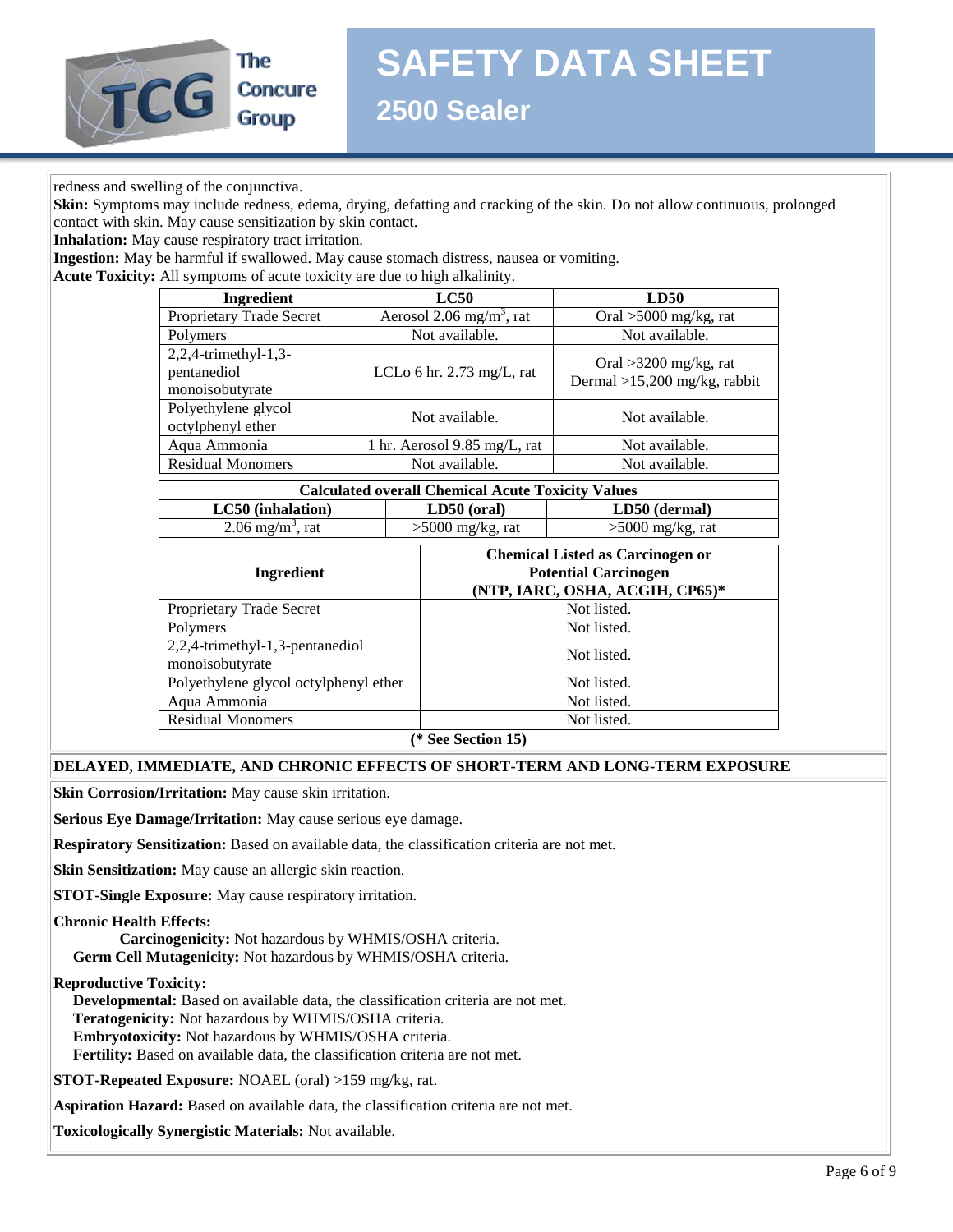redness and swelling of the conjunctiva.

**Skin:** Symptoms may include redness, edema, drying, defatting and cracking of the skin. Do not allow continuous, prolonged contact with skin. May cause sensitization by skin contact.

**Inhalation:** May cause respiratory tract irritation.

**Ingestion:** May be harmful if swallowed. May cause stomach distress, nausea or vomiting.

**Acute Toxicity:** All symptoms of acute toxicity are due to high alkalinity.

| Ingredient | LC50 | LD50 |
|---|---|---|
| Proprietary Trade Secret | Aerosol 2.06 mg/m$^3$, rat | Oral >5000 mg/kg, rat |
| Polymers | Not available. | Not available. |
| 2,2,4-trimethyl-1,3-pentanediol monoisobutyrate | LCLo 6 hr. 2.73 mg/L, rat | Oral >3200 mg/kg, rat<br>Dermal >15,200 mg/kg, rabbit |
| Polyethylene glycol octylphenyl ether | Not available. | Not available. |
| Aqua Ammonia | 1 hr. Aerosol 9.85 mg/L, rat | Not available. |
| Residual Monomers | Not available. | Not available. |

| Calculated overall Chemical Acute Toxicity Values | | |
|---|---|---|
| **LC50 (inhalation)** | **LD50 (oral)** | **LD50 (dermal)** |
| 2.06 mg/m$^3$, rat | >5000 mg/kg, rat | >5000 mg/kg, rat |

| Ingredient | Chemical Listed as Carcinogen or Potential Carcinogen (NTP, IARC, OSHA, ACGIH, CP65)* |
|---|---|
| Proprietary Trade Secret | Not listed. |
| Polymers | Not listed. |
| 2,2,4-trimethyl-1,3-pentanediol monoisobutyrate | Not listed. |
| Polyethylene glycol octylphenyl ether | Not listed. |
| Aqua Ammonia | Not listed. |
| Residual Monomers | Not listed. |

**(* See Section 15)**

**DELAYED, IMMEDIATE, AND CHRONIC EFFECTS OF SHORT-TERM AND LONG-TERM EXPOSURE**

**Skin Corrosion/Irritation:** May cause skin irritation.

**Serious Eye Damage/Irritation:** May cause serious eye damage.

**Respiratory Sensitization:** Based on available data, the classification criteria are not met.

**Skin Sensitization:** May cause an allergic skin reaction.

**STOT-Single Exposure:** May cause respiratory irritation.

**Chronic Health Effects:**

**Carcinogenicity:** Not hazardous by WHMIS/OSHA criteria.

**Germ Cell Mutagenicity:** Not hazardous by WHMIS/OSHA criteria.

**Reproductive Toxicity:**

**Developmental:** Based on available data, the classification criteria are not met.

**Teratogenicity:** Not hazardous by WHMIS/OSHA criteria.

**Embryotoxicity:** Not hazardous by WHMIS/OSHA criteria.

**Fertility:** Based on available data, the classification criteria are not met.

**STOT-Repeated Exposure:** NOAEL (oral) >159 mg/kg, rat.

**Aspiration Hazard:** Based on available data, the classification criteria are not met.

**Toxicologically Synergistic Materials:** Not available.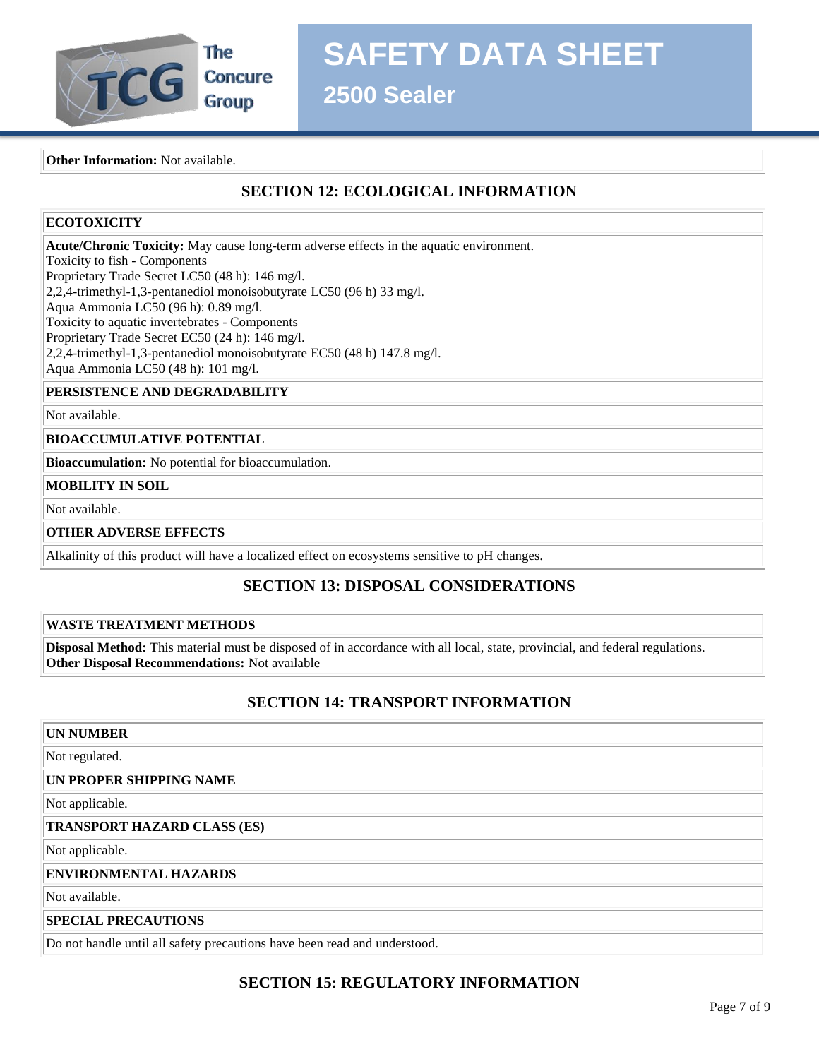**Other Information:** Not available.

## SECTION 12: ECOLOGICAL INFORMATION

### ECOTOXICITY

**Acute/Chronic Toxicity:** May cause long-term adverse effects in the aquatic environment.
Toxicity to fish - Components
Proprietary Trade Secret LC50 (48 h): 146 mg/l.
2,2,4-trimethyl-1,3-pentanediol monoisobutyrate LC50 (96 h) 33 mg/l.
Aqua Ammonia LC50 (96 h): 0.89 mg/l.
Toxicity to aquatic invertebrates - Components
Proprietary Trade Secret EC50 (24 h): 146 mg/l.
2,2,4-trimethyl-1,3-pentanediol monoisobutyrate EC50 (48 h) 147.8 mg/l.
Aqua Ammonia LC50 (48 h): 101 mg/l.

### PERSISTENCE AND DEGRADABILITY

Not available.

### BIOACCUMULATIVE POTENTIAL

**Bioaccumulation:** No potential for bioaccumulation.

### MOBILITY IN SOIL

Not available.

### OTHER ADVERSE EFFECTS

Alkalinity of this product will have a localized effect on ecosystems sensitive to pH changes.

## SECTION 13: DISPOSAL CONSIDERATIONS

### WASTE TREATMENT METHODS

**Disposal Method:** This material must be disposed of in accordance with all local, state, provincial, and federal regulations.
**Other Disposal Recommendations:** Not available

## SECTION 14: TRANSPORT INFORMATION

### UN NUMBER

Not regulated.

### UN PROPER SHIPPING NAME

Not applicable.

### TRANSPORT HAZARD CLASS (ES)

Not applicable.

### ENVIRONMENTAL HAZARDS

Not available.

### SPECIAL PRECAUTIONS

Do not handle until all safety precautions have been read and understood.

## SECTION 15: REGULATORY INFORMATION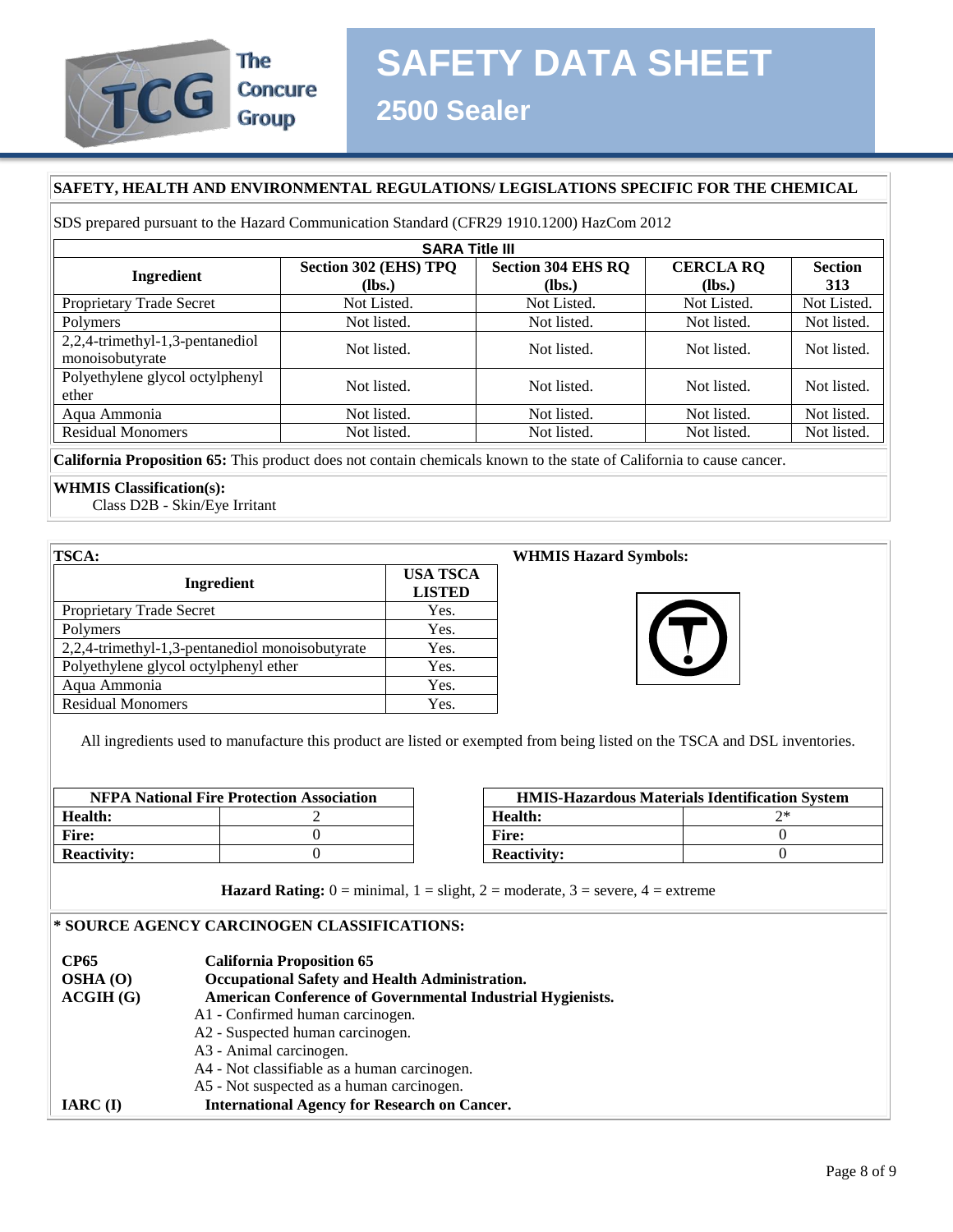# SAFETY DATA SHEET

## 2500 Sealer

### SAFETY, HEALTH AND ENVIRONMENTAL REGULATIONS/ LEGISLATIONS SPECIFIC FOR THE CHEMICAL

SDS prepared pursuant to the Hazard Communication Standard (CFR29 1910.1200) HazCom 2012

**SARA Title III**

| Ingredient | Section 302 (EHS) TPQ (lbs.) | Section 304 EHS RQ (lbs.) | CERCLA RQ (lbs.) | Section 313 |
|---|---|---|---|---|
| Proprietary Trade Secret | Not Listed. | Not Listed. | Not Listed. | Not Listed. |
| Polymers | Not listed. | Not listed. | Not listed. | Not listed. |
| 2,2,4-trimethyl-1,3-pentanediol monoisobutyrate | Not listed. | Not listed. | Not listed. | Not listed. |
| Polyethylene glycol octylphenyl ether | Not listed. | Not listed. | Not listed. | Not listed. |
| Aqua Ammonia | Not listed. | Not listed. | Not listed. | Not listed. |
| Residual Monomers | Not listed. | Not listed. | Not listed. | Not listed. |

**California Proposition 65:** This product does not contain chemicals known to the state of California to cause cancer.

**WHMIS Classification(s):**

Class D2B - Skin/Eye Irritant

**TSCA:**

| Ingredient | USA TSCA LISTED |
|---|---|
| Proprietary Trade Secret | Yes. |
| Polymers | Yes. |
| 2,2,4-trimethyl-1,3-pentanediol monoisobutyrate | Yes. |
| Polyethylene glycol octylphenyl ether | Yes. |
| Aqua Ammonia | Yes. |
| Residual Monomers | Yes. |

**WHMIS Hazard Symbols:**

All ingredients used to manufacture this product are listed or exempted from being listed on the TSCA and DSL inventories.

| NFPA National Fire Protection Association | |
|---|---|
| **Health:** | 2 |
| **Fire:** | 0 |
| **Reactivity:** | 0 |

| HMIS-Hazardous Materials Identification System | |
|---|---|
| **Health:** | 2* |
| **Fire:** | 0 |
| **Reactivity:** | 0 |

**Hazard Rating:** 0 = minimal, 1 = slight, 2 = moderate, 3 = severe, 4 = extreme

### * SOURCE AGENCY CARCINOGEN CLASSIFICATIONS:

**CP65** **California Proposition 65**

**OSHA (O)** **Occupational Safety and Health Administration.**

**ACGIH (G)** **American Conference of Governmental Industrial Hygienists.**

- A1 - Confirmed human carcinogen.
- A2 - Suspected human carcinogen.
- A3 - Animal carcinogen.
- A4 - Not classifiable as a human carcinogen.
- A5 - Not suspected as a human carcinogen.

**IARC (I)** **International Agency for Research on Cancer.**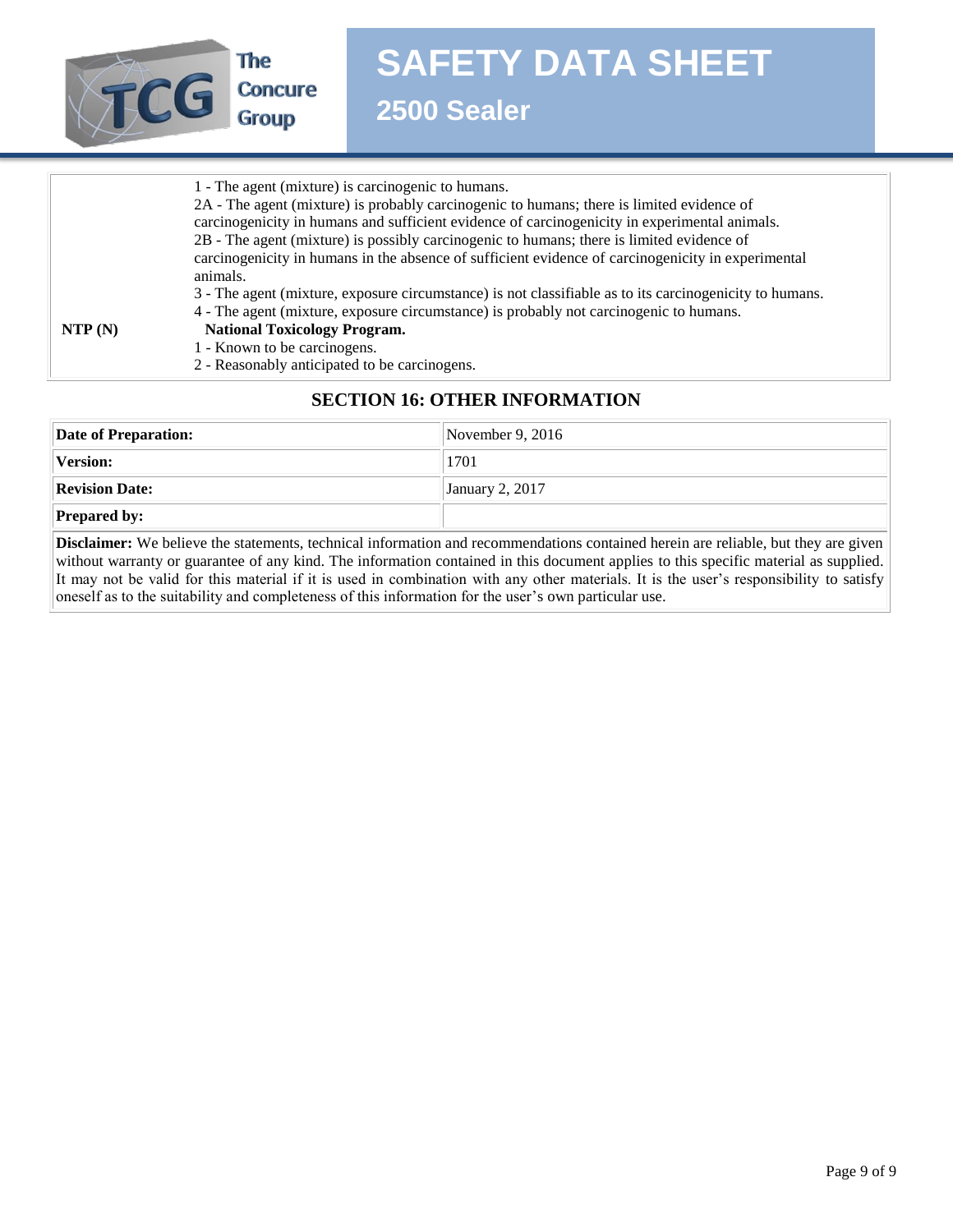| | |
|---|---|
| | 1 - The agent (mixture) is carcinogenic to humans.<br>2A - The agent (mixture) is probably carcinogenic to humans; there is limited evidence of carcinogenicity in humans and sufficient evidence of carcinogenicity in experimental animals.<br>2B - The agent (mixture) is possibly carcinogenic to humans; there is limited evidence of carcinogenicity in humans in the absence of sufficient evidence of carcinogenicity in experimental animals.<br>3 - The agent (mixture, exposure circumstance) is not classifiable as to its carcinogenicity to humans.<br>4 - The agent (mixture, exposure circumstance) is probably not carcinogenic to humans. |
| **NTP (N)** | **National Toxicology Program.**<br>1 - Known to be carcinogens.<br>2 - Reasonably anticipated to be carcinogens. |

## SECTION 16: OTHER INFORMATION

| | |
|---|---|
| **Date of Preparation:** | November 9, 2016 |
| **Version:** | 1701 |
| **Revision Date:** | January 2, 2017 |
| **Prepared by:** | |

**Disclaimer:** We believe the statements, technical information and recommendations contained herein are reliable, but they are given without warranty or guarantee of any kind. The information contained in this document applies to this specific material as supplied. It may not be valid for this material if it is used in combination with any other materials. It is the user's responsibility to satisfy oneself as to the suitability and completeness of this information for the user's own particular use.